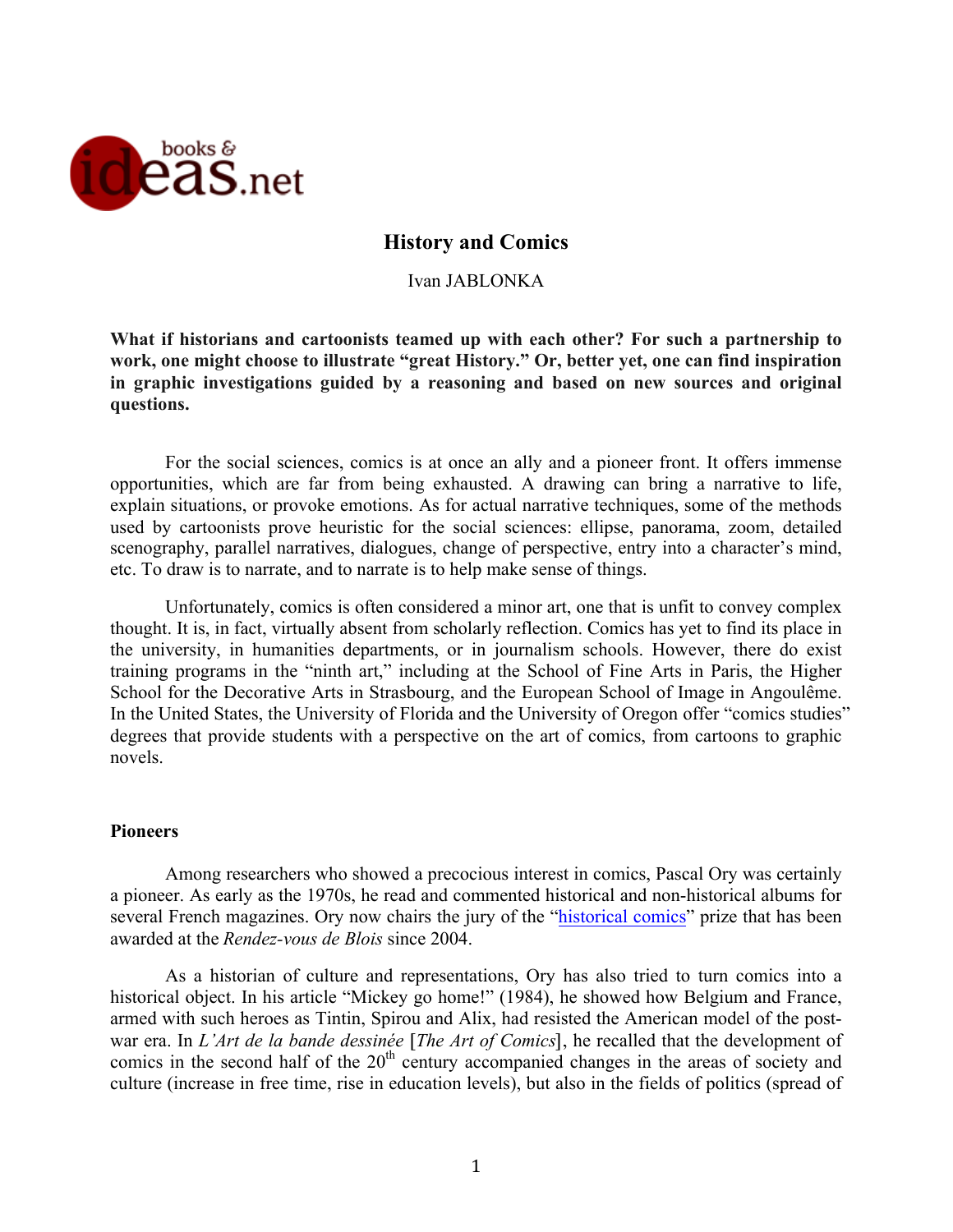# History and Comics

Ivan JABLONKA

**What if historians and cartoonists teamed up with each other? For such a partnership to work, one might choose to illustrate "great History." Or, better yet, one can find inspiration in graphic investigations guided by a reasoning and based on new sources and original questions.**

For the social sciences, comics is at once an ally and a pioneer front. It offers immense opportunities, which are far from being exhausted. A drawing can bring a narrative to life, explain situations, or provoke emotions. As for actual narrative techniques, some of the methods used by cartoonists prove heuristic for the social sciences: ellipse, panorama, zoom, detailed scenography, parallel narratives, dialogues, change of perspective, entry into a character's mind, etc. To draw is to narrate, and to narrate is to help make sense of things.

Unfortunately, comics is often considered a minor art, one that is unfit to convey complex thought. It is, in fact, virtually absent from scholarly reflection. Comics has yet to find its place in the university, in humanities departments, or in journalism schools. However, there do exist training programs in the "ninth art," including at the School of Fine Arts in Paris, the Higher School for the Decorative Arts in Strasbourg, and the European School of Image in Angoulême. In the United States, the University of Florida and the University of Oregon offer "comics studies" degrees that provide students with a perspective on the art of comics, from cartoons to graphic novels.

## Pioneers

Among researchers who showed a precocious interest in comics, Pascal Ory was certainly a pioneer. As early as the 1970s, he read and commented historical and non-historical albums for several French magazines. Ory now chairs the jury of the "historical comics" prize that has been awarded at the *Rendez-vous de Blois* since 2004.

As a historian of culture and representations, Ory has also tried to turn comics into a historical object. In his article "Mickey go home!" (1984), he showed how Belgium and France, armed with such heroes as Tintin, Spirou and Alix, had resisted the American model of the post-war era. In *L'Art de la bande dessinée* [*The Art of Comics*], he recalled that the development of comics in the second half of the 20th century accompanied changes in the areas of society and culture (increase in free time, rise in education levels), but also in the fields of politics (spread of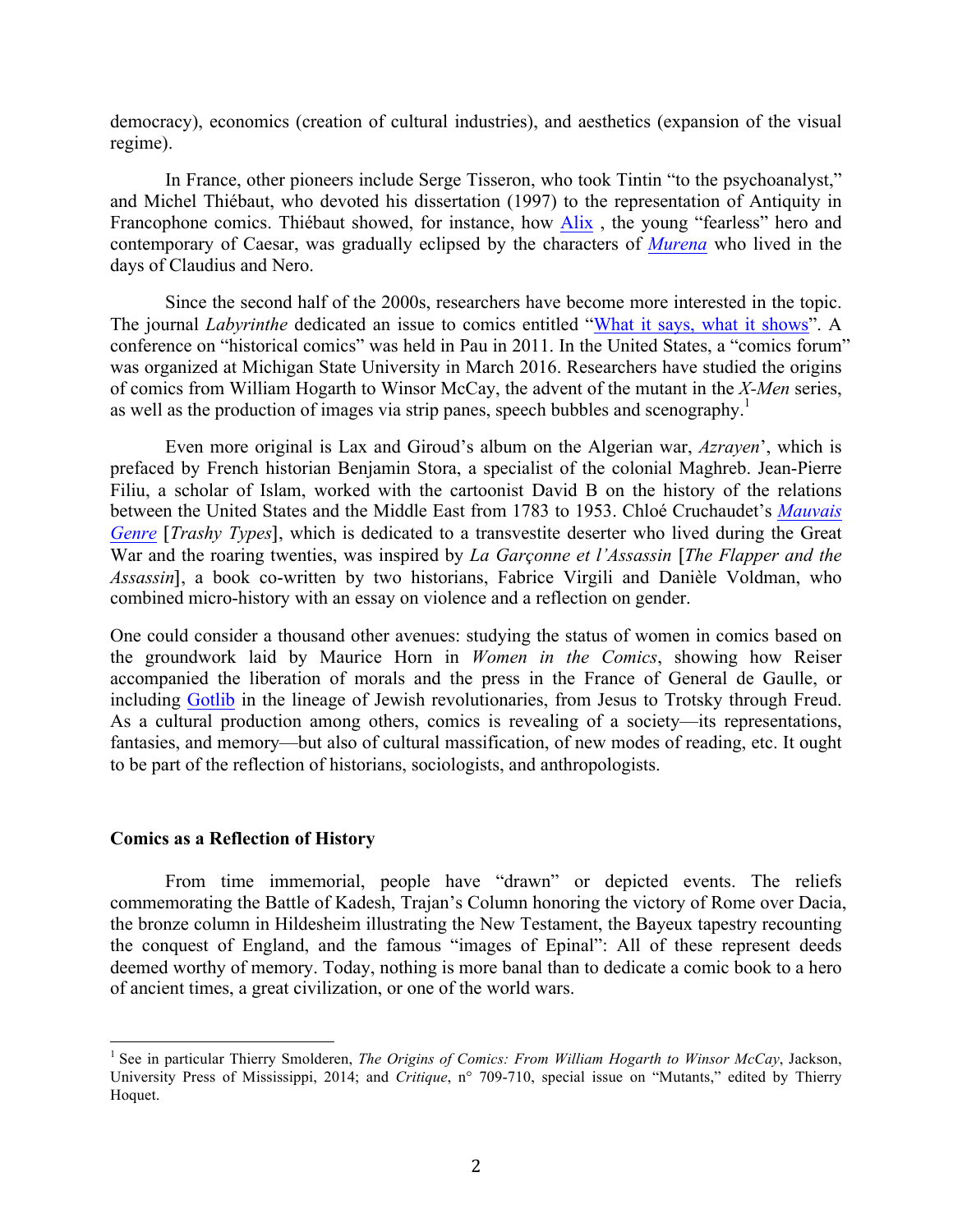democracy), economics (creation of cultural industries), and aesthetics (expansion of the visual regime).

In France, other pioneers include Serge Tisseron, who took Tintin "to the psychoanalyst," and Michel Thiébaut, who devoted his dissertation (1997) to the representation of Antiquity in Francophone comics. Thiébaut showed, for instance, how Alix , the young "fearless" hero and contemporary of Caesar, was gradually eclipsed by the characters of *Murena* who lived in the days of Claudius and Nero.

Since the second half of the 2000s, researchers have become more interested in the topic. The journal *Labyrinthe* dedicated an issue to comics entitled "What it says, what it shows". A conference on "historical comics" was held in Pau in 2011. In the United States, a "comics forum" was organized at Michigan State University in March 2016. Researchers have studied the origins of comics from William Hogarth to Winsor McCay, the advent of the mutant in the *X-Men* series, as well as the production of images via strip panes, speech bubbles and scenography.[1]

Even more original is Lax and Giroud's album on the Algerian war, *Azrayen*', which is prefaced by French historian Benjamin Stora, a specialist of the colonial Maghreb. Jean-Pierre Filiu, a scholar of Islam, worked with the cartoonist David B on the history of the relations between the United States and the Middle East from 1783 to 1953. Chloé Cruchaudet's *Mauvais Genre* [*Trashy Types*], which is dedicated to a transvestite deserter who lived during the Great War and the roaring twenties, was inspired by *La Garçonne et l'Assassin* [*The Flapper and the Assassin*], a book co-written by two historians, Fabrice Virgili and Danièle Voldman, who combined micro-history with an essay on violence and a reflection on gender.

One could consider a thousand other avenues: studying the status of women in comics based on the groundwork laid by Maurice Horn in *Women in the Comics*, showing how Reiser accompanied the liberation of morals and the press in the France of General de Gaulle, or including Gotlib in the lineage of Jewish revolutionaries, from Jesus to Trotsky through Freud. As a cultural production among others, comics is revealing of a society—its representations, fantasies, and memory—but also of cultural massification, of new modes of reading, etc. It ought to be part of the reflection of historians, sociologists, and anthropologists.

**Comics as a Reflection of History**

From time immemorial, people have "drawn" or depicted events. The reliefs commemorating the Battle of Kadesh, Trajan's Column honoring the victory of Rome over Dacia, the bronze column in Hildesheim illustrating the New Testament, the Bayeux tapestry recounting the conquest of England, and the famous "images of Epinal": All of these represent deeds deemed worthy of memory. Today, nothing is more banal than to dedicate a comic book to a hero of ancient times, a great civilization, or one of the world wars.

[1] See in particular Thierry Smolderen, *The Origins of Comics: From William Hogarth to Winsor McCay*, Jackson, University Press of Mississippi, 2014; and *Critique*, n° 709-710, special issue on "Mutants," edited by Thierry Hoquet.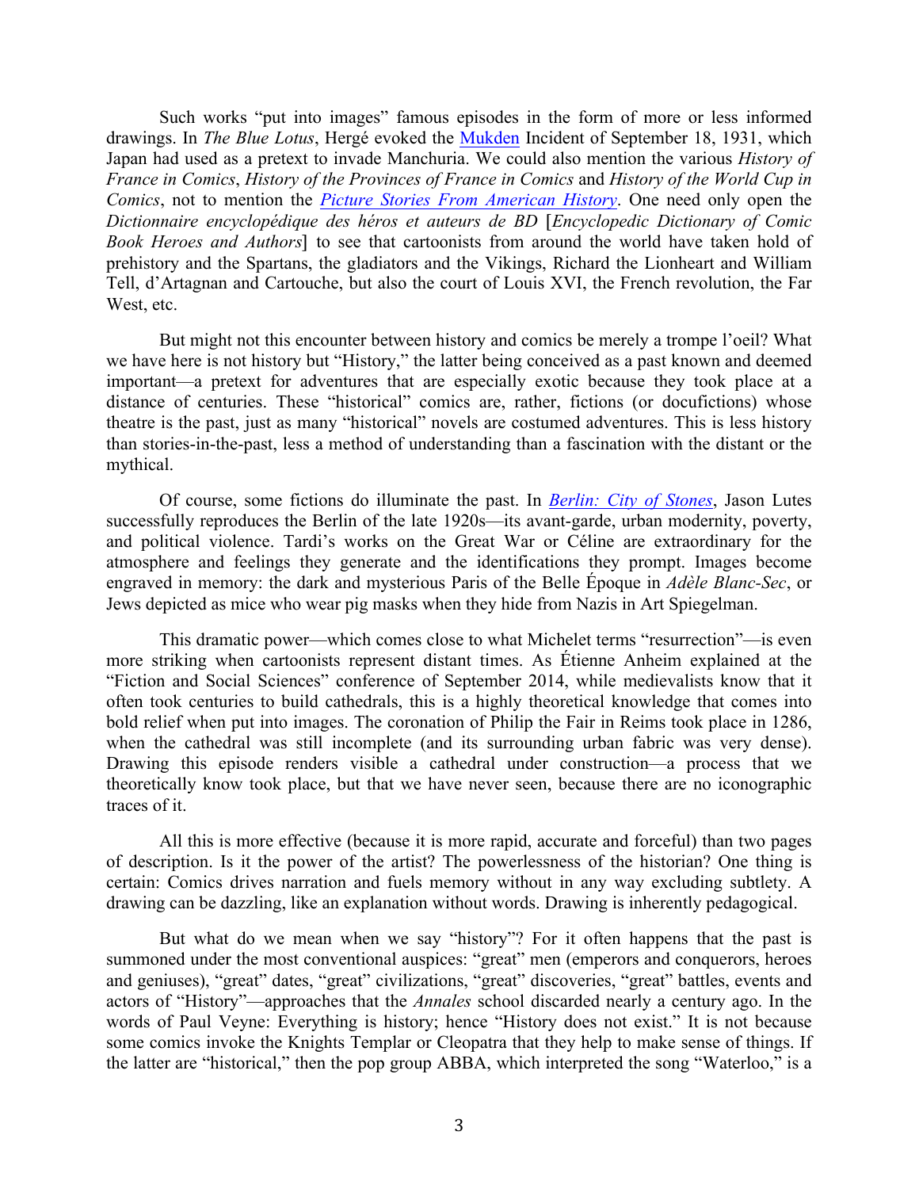Such works "put into images" famous episodes in the form of more or less informed drawings. In *The Blue Lotus*, Hergé evoked the Mukden Incident of September 18, 1931, which Japan had used as a pretext to invade Manchuria. We could also mention the various *History of France in Comics*, *History of the Provinces of France in Comics* and *History of the World Cup in Comics*, not to mention the *Picture Stories From American History*. One need only open the *Dictionnaire encyclopédique des héros et auteurs de BD* [*Encyclopedic Dictionary of Comic Book Heroes and Authors*] to see that cartoonists from around the world have taken hold of prehistory and the Spartans, the gladiators and the Vikings, Richard the Lionheart and William Tell, d'Artagnan and Cartouche, but also the court of Louis XVI, the French revolution, the Far West, etc.

But might not this encounter between history and comics be merely a trompe l'oeil? What we have here is not history but "History," the latter being conceived as a past known and deemed important—a pretext for adventures that are especially exotic because they took place at a distance of centuries. These "historical" comics are, rather, fictions (or docufictions) whose theatre is the past, just as many "historical" novels are costumed adventures. This is less history than stories-in-the-past, less a method of understanding than a fascination with the distant or the mythical.

Of course, some fictions do illuminate the past. In *Berlin: City of Stones*, Jason Lutes successfully reproduces the Berlin of the late 1920s—its avant-garde, urban modernity, poverty, and political violence. Tardi's works on the Great War or Céline are extraordinary for the atmosphere and feelings they generate and the identifications they prompt. Images become engraved in memory: the dark and mysterious Paris of the Belle Époque in *Adèle Blanc-Sec*, or Jews depicted as mice who wear pig masks when they hide from Nazis in Art Spiegelman.

This dramatic power—which comes close to what Michelet terms "resurrection"—is even more striking when cartoonists represent distant times. As Étienne Anheim explained at the "Fiction and Social Sciences" conference of September 2014, while medievalists know that it often took centuries to build cathedrals, this is a highly theoretical knowledge that comes into bold relief when put into images. The coronation of Philip the Fair in Reims took place in 1286, when the cathedral was still incomplete (and its surrounding urban fabric was very dense). Drawing this episode renders visible a cathedral under construction—a process that we theoretically know took place, but that we have never seen, because there are no iconographic traces of it.

All this is more effective (because it is more rapid, accurate and forceful) than two pages of description. Is it the power of the artist? The powerlessness of the historian? One thing is certain: Comics drives narration and fuels memory without in any way excluding subtlety. A drawing can be dazzling, like an explanation without words. Drawing is inherently pedagogical.

But what do we mean when we say "history"? For it often happens that the past is summoned under the most conventional auspices: "great" men (emperors and conquerors, heroes and geniuses), "great" dates, "great" civilizations, "great" discoveries, "great" battles, events and actors of "History"—approaches that the *Annales* school discarded nearly a century ago. In the words of Paul Veyne: Everything is history; hence "History does not exist." It is not because some comics invoke the Knights Templar or Cleopatra that they help to make sense of things. If the latter are "historical," then the pop group ABBA, which interpreted the song "Waterloo," is a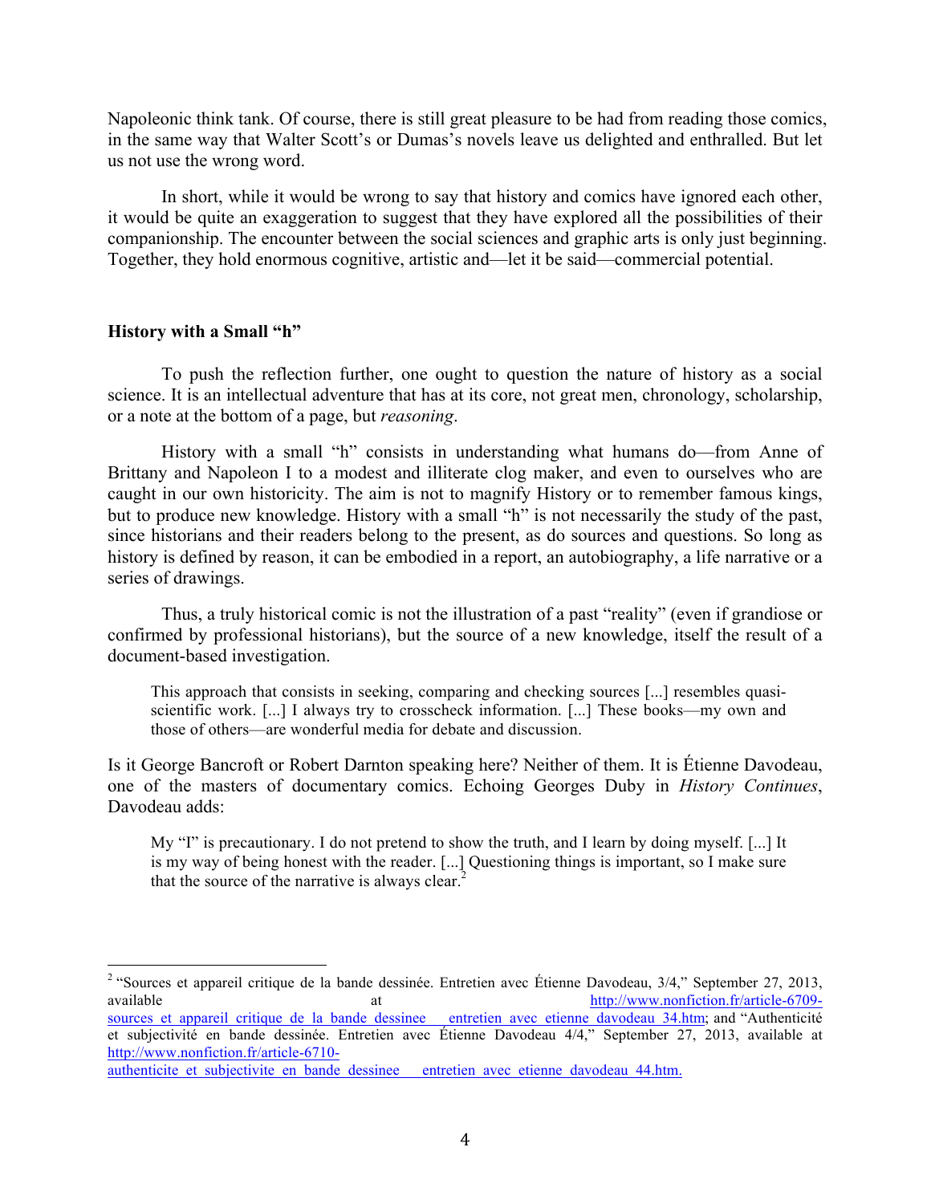Napoleonic think tank. Of course, there is still great pleasure to be had from reading those comics, in the same way that Walter Scott's or Dumas's novels leave us delighted and enthralled. But let us not use the wrong word.

In short, while it would be wrong to say that history and comics have ignored each other, it would be quite an exaggeration to suggest that they have explored all the possibilities of their companionship. The encounter between the social sciences and graphic arts is only just beginning. Together, they hold enormous cognitive, artistic and—let it be said—commercial potential.

## History with a Small "h"

To push the reflection further, one ought to question the nature of history as a social science. It is an intellectual adventure that has at its core, not great men, chronology, scholarship, or a note at the bottom of a page, but *reasoning*.

History with a small "h" consists in understanding what humans do—from Anne of Brittany and Napoleon I to a modest and illiterate clog maker, and even to ourselves who are caught in our own historicity. The aim is not to magnify History or to remember famous kings, but to produce new knowledge. History with a small "h" is not necessarily the study of the past, since historians and their readers belong to the present, as do sources and questions. So long as history is defined by reason, it can be embodied in a report, an autobiography, a life narrative or a series of drawings.

Thus, a truly historical comic is not the illustration of a past "reality" (even if grandiose or confirmed by professional historians), but the source of a new knowledge, itself the result of a document-based investigation.

> This approach that consists in seeking, comparing and checking sources [...] resembles quasi-scientific work. [...] I always try to crosscheck information. [...] These books—my own and those of others—are wonderful media for debate and discussion.

Is it George Bancroft or Robert Darnton speaking here? Neither of them. It is Étienne Davodeau, one of the masters of documentary comics. Echoing Georges Duby in *History Continues*, Davodeau adds:

> My "I" is precautionary. I do not pretend to show the truth, and I learn by doing myself. [...] It is my way of being honest with the reader. [...] Questioning things is important, so I make sure that the source of the narrative is always clear.[2]

---

[2] "Sources et appareil critique de la bande dessinée. Entretien avec Étienne Davodeau, 3/4," September 27, 2013, available at http://www.nonfiction.fr/article-6709-sources_et_appareil_critique_de_la_bande_dessinee__entretien_avec_etienne_davodeau_34.htm; and "Authenticité et subjectivité en bande dessinée. Entretien avec Étienne Davodeau 4/4," September 27, 2013, available at http://www.nonfiction.fr/article-6710-authenticite_et_subjectivite_en_bande_dessinee__entretien_avec_etienne_davodeau_44.htm.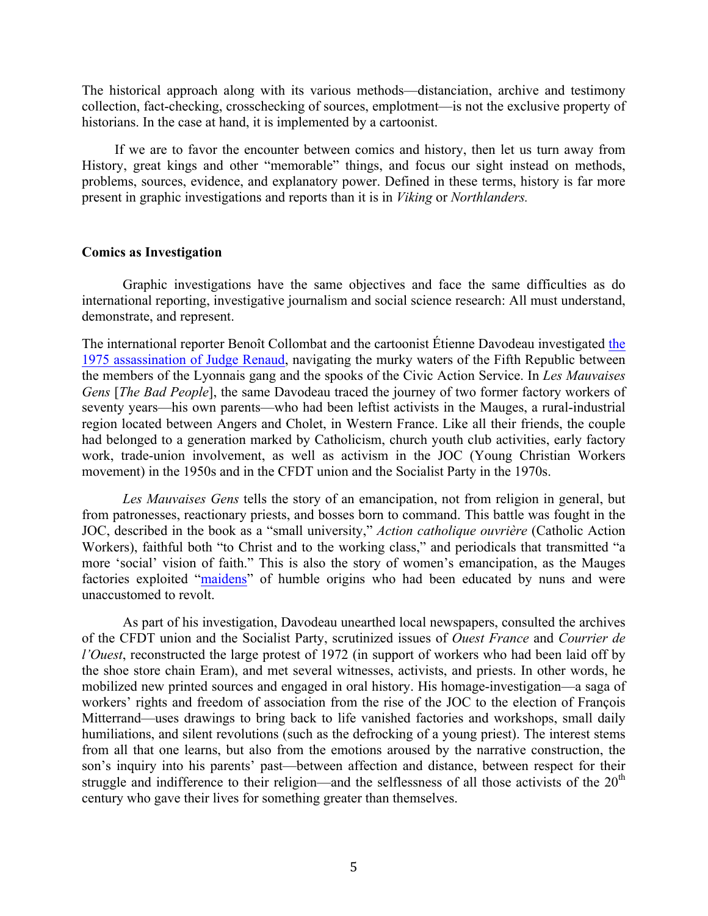The historical approach along with its various methods—distanciation, archive and testimony collection, fact-checking, crosschecking of sources, emplotment—is not the exclusive property of historians. In the case at hand, it is implemented by a cartoonist.

If we are to favor the encounter between comics and history, then let us turn away from History, great kings and other "memorable" things, and focus our sight instead on methods, problems, sources, evidence, and explanatory power. Defined in these terms, history is far more present in graphic investigations and reports than it is in *Viking* or *Northlanders.*

## Comics as Investigation

Graphic investigations have the same objectives and face the same difficulties as do international reporting, investigative journalism and social science research: All must understand, demonstrate, and represent.

The international reporter Benoît Collombat and the cartoonist Étienne Davodeau investigated the 1975 assassination of Judge Renaud, navigating the murky waters of the Fifth Republic between the members of the Lyonnais gang and the spooks of the Civic Action Service. In *Les Mauvaises Gens* [*The Bad People*], the same Davodeau traced the journey of two former factory workers of seventy years—his own parents—who had been leftist activists in the Mauges, a rural-industrial region located between Angers and Cholet, in Western France. Like all their friends, the couple had belonged to a generation marked by Catholicism, church youth club activities, early factory work, trade-union involvement, as well as activism in the JOC (Young Christian Workers movement) in the 1950s and in the CFDT union and the Socialist Party in the 1970s.

*Les Mauvaises Gens* tells the story of an emancipation, not from religion in general, but from patronesses, reactionary priests, and bosses born to command. This battle was fought in the JOC, described in the book as a "small university," *Action catholique ouvrière* (Catholic Action Workers), faithful both "to Christ and to the working class," and periodicals that transmitted "a more 'social' vision of faith." This is also the story of women's emancipation, as the Mauges factories exploited "maidens" of humble origins who had been educated by nuns and were unaccustomed to revolt.

As part of his investigation, Davodeau unearthed local newspapers, consulted the archives of the CFDT union and the Socialist Party, scrutinized issues of *Ouest France* and *Courrier de l'Ouest*, reconstructed the large protest of 1972 (in support of workers who had been laid off by the shoe store chain Eram), and met several witnesses, activists, and priests. In other words, he mobilized new printed sources and engaged in oral history. His homage-investigation—a saga of workers' rights and freedom of association from the rise of the JOC to the election of François Mitterrand—uses drawings to bring back to life vanished factories and workshops, small daily humiliations, and silent revolutions (such as the defrocking of a young priest). The interest stems from all that one learns, but also from the emotions aroused by the narrative construction, the son's inquiry into his parents' past—between affection and distance, between respect for their struggle and indifference to their religion—and the selflessness of all those activists of the 20th century who gave their lives for something greater than themselves.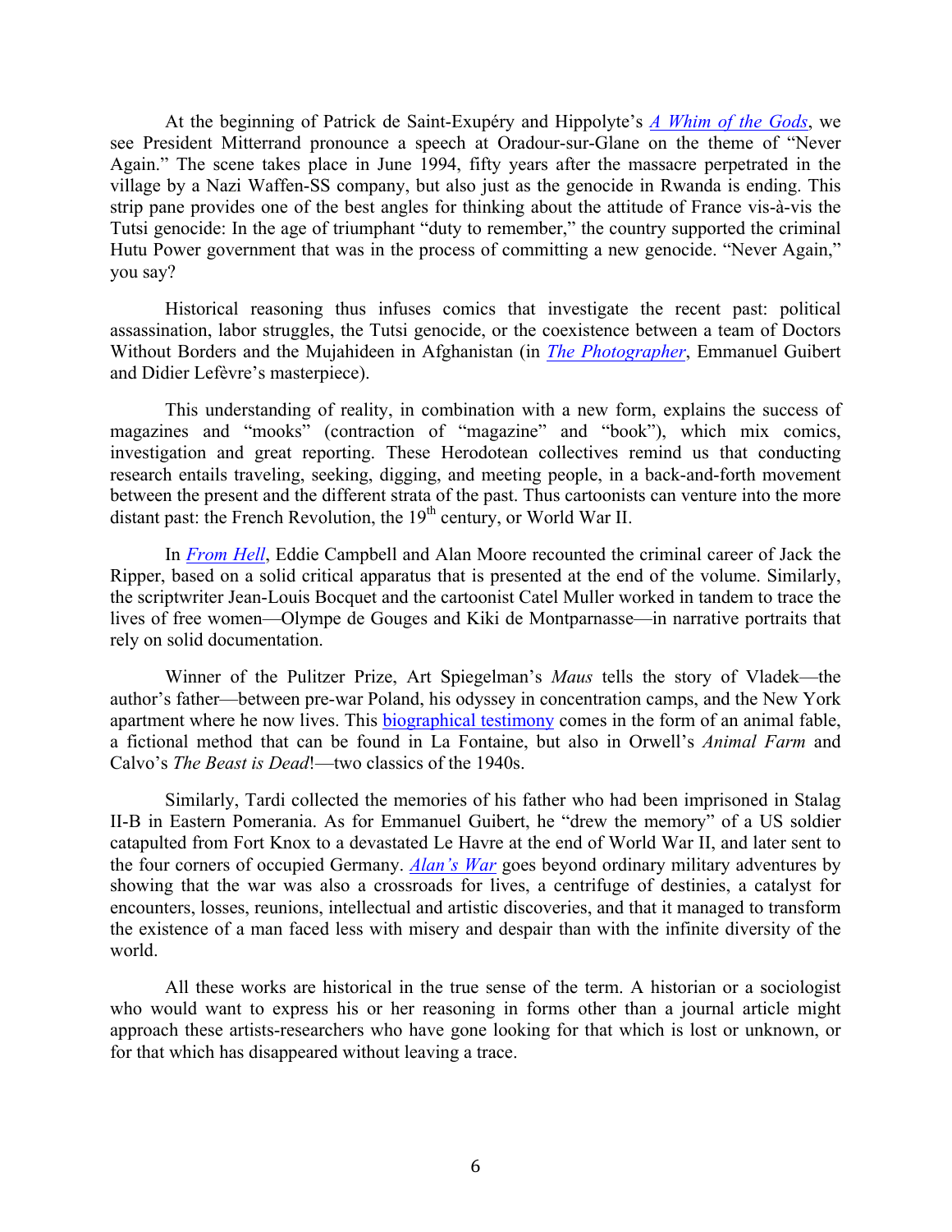At the beginning of Patrick de Saint-Exupéry and Hippolyte's *A Whim of the Gods*, we see President Mitterrand pronounce a speech at Oradour-sur-Glane on the theme of "Never Again." The scene takes place in June 1994, fifty years after the massacre perpetrated in the village by a Nazi Waffen-SS company, but also just as the genocide in Rwanda is ending. This strip pane provides one of the best angles for thinking about the attitude of France vis-à-vis the Tutsi genocide: In the age of triumphant "duty to remember," the country supported the criminal Hutu Power government that was in the process of committing a new genocide. "Never Again," you say?

Historical reasoning thus infuses comics that investigate the recent past: political assassination, labor struggles, the Tutsi genocide, or the coexistence between a team of Doctors Without Borders and the Mujahideen in Afghanistan (in *The Photographer*, Emmanuel Guibert and Didier Lefèvre's masterpiece).

This understanding of reality, in combination with a new form, explains the success of magazines and "mooks" (contraction of "magazine" and "book"), which mix comics, investigation and great reporting. These Herodotean collectives remind us that conducting research entails traveling, seeking, digging, and meeting people, in a back-and-forth movement between the present and the different strata of the past. Thus cartoonists can venture into the more distant past: the French Revolution, the 19th century, or World War II.

In *From Hell*, Eddie Campbell and Alan Moore recounted the criminal career of Jack the Ripper, based on a solid critical apparatus that is presented at the end of the volume. Similarly, the scriptwriter Jean-Louis Bocquet and the cartoonist Catel Muller worked in tandem to trace the lives of free women—Olympe de Gouges and Kiki de Montparnasse—in narrative portraits that rely on solid documentation.

Winner of the Pulitzer Prize, Art Spiegelman's *Maus* tells the story of Vladek—the author's father—between pre-war Poland, his odyssey in concentration camps, and the New York apartment where he now lives. This biographical testimony comes in the form of an animal fable, a fictional method that can be found in La Fontaine, but also in Orwell's *Animal Farm* and Calvo's *The Beast is Dead*!—two classics of the 1940s.

Similarly, Tardi collected the memories of his father who had been imprisoned in Stalag II-B in Eastern Pomerania. As for Emmanuel Guibert, he "drew the memory" of a US soldier catapulted from Fort Knox to a devastated Le Havre at the end of World War II, and later sent to the four corners of occupied Germany. *Alan's War* goes beyond ordinary military adventures by showing that the war was also a crossroads for lives, a centrifuge of destinies, a catalyst for encounters, losses, reunions, intellectual and artistic discoveries, and that it managed to transform the existence of a man faced less with misery and despair than with the infinite diversity of the world.

All these works are historical in the true sense of the term. A historian or a sociologist who would want to express his or her reasoning in forms other than a journal article might approach these artists-researchers who have gone looking for that which is lost or unknown, or for that which has disappeared without leaving a trace.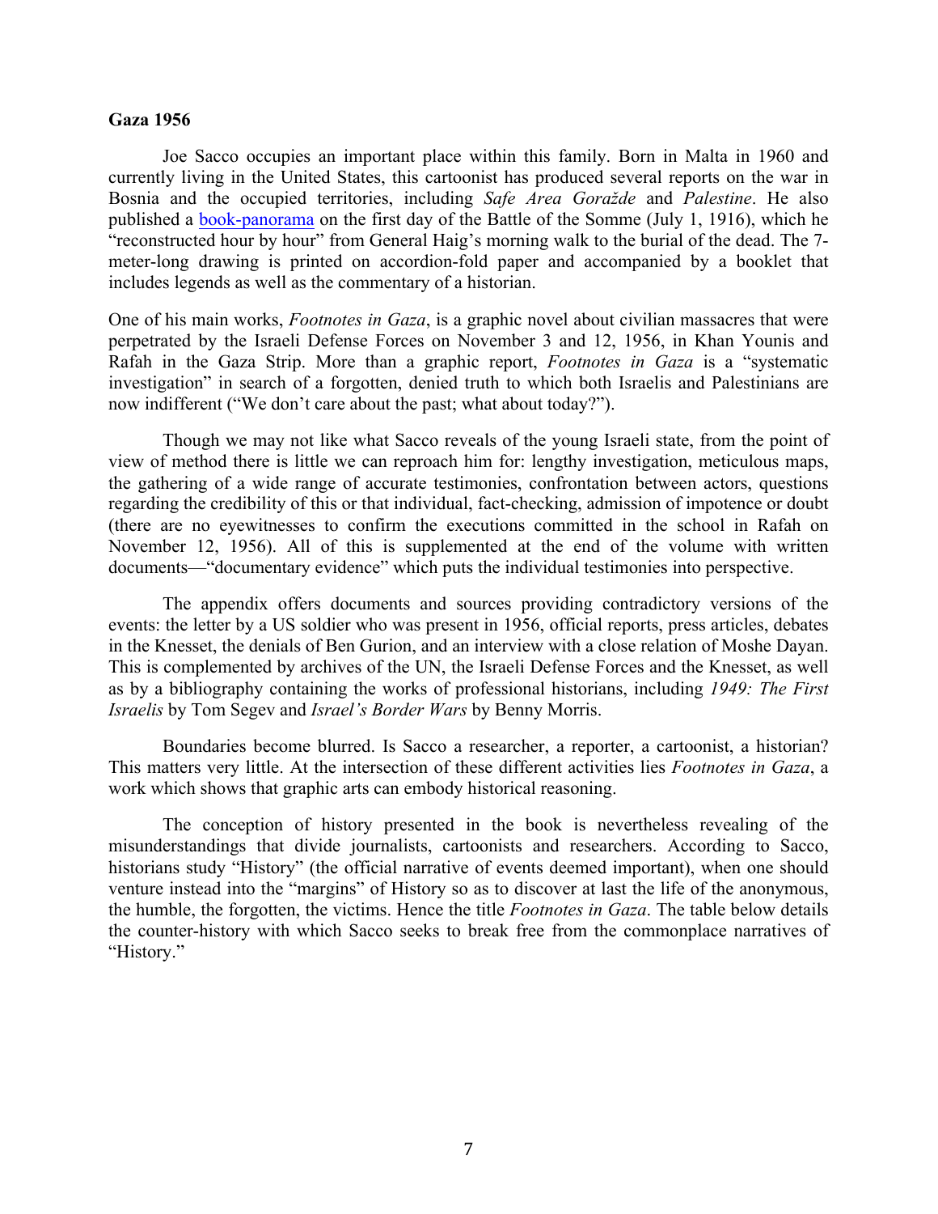**Gaza 1956**

Joe Sacco occupies an important place within this family. Born in Malta in 1960 and currently living in the United States, this cartoonist has produced several reports on the war in Bosnia and the occupied territories, including *Safe Area Goražde* and *Palestine*. He also published a book-panorama on the first day of the Battle of the Somme (July 1, 1916), which he "reconstructed hour by hour" from General Haig's morning walk to the burial of the dead. The 7-meter-long drawing is printed on accordion-fold paper and accompanied by a booklet that includes legends as well as the commentary of a historian.

One of his main works, *Footnotes in Gaza*, is a graphic novel about civilian massacres that were perpetrated by the Israeli Defense Forces on November 3 and 12, 1956, in Khan Younis and Rafah in the Gaza Strip. More than a graphic report, *Footnotes in Gaza* is a "systematic investigation" in search of a forgotten, denied truth to which both Israelis and Palestinians are now indifferent ("We don't care about the past; what about today?").

Though we may not like what Sacco reveals of the young Israeli state, from the point of view of method there is little we can reproach him for: lengthy investigation, meticulous maps, the gathering of a wide range of accurate testimonies, confrontation between actors, questions regarding the credibility of this or that individual, fact-checking, admission of impotence or doubt (there are no eyewitnesses to confirm the executions committed in the school in Rafah on November 12, 1956). All of this is supplemented at the end of the volume with written documents—"documentary evidence" which puts the individual testimonies into perspective.

The appendix offers documents and sources providing contradictory versions of the events: the letter by a US soldier who was present in 1956, official reports, press articles, debates in the Knesset, the denials of Ben Gurion, and an interview with a close relation of Moshe Dayan. This is complemented by archives of the UN, the Israeli Defense Forces and the Knesset, as well as by a bibliography containing the works of professional historians, including *1949: The First Israelis* by Tom Segev and *Israel's Border Wars* by Benny Morris.

Boundaries become blurred. Is Sacco a researcher, a reporter, a cartoonist, a historian? This matters very little. At the intersection of these different activities lies *Footnotes in Gaza*, a work which shows that graphic arts can embody historical reasoning.

The conception of history presented in the book is nevertheless revealing of the misunderstandings that divide journalists, cartoonists and researchers. According to Sacco, historians study "History" (the official narrative of events deemed important), when one should venture instead into the "margins" of History so as to discover at last the life of the anonymous, the humble, the forgotten, the victims. Hence the title *Footnotes in Gaza*. The table below details the counter-history with which Sacco seeks to break free from the commonplace narratives of "History."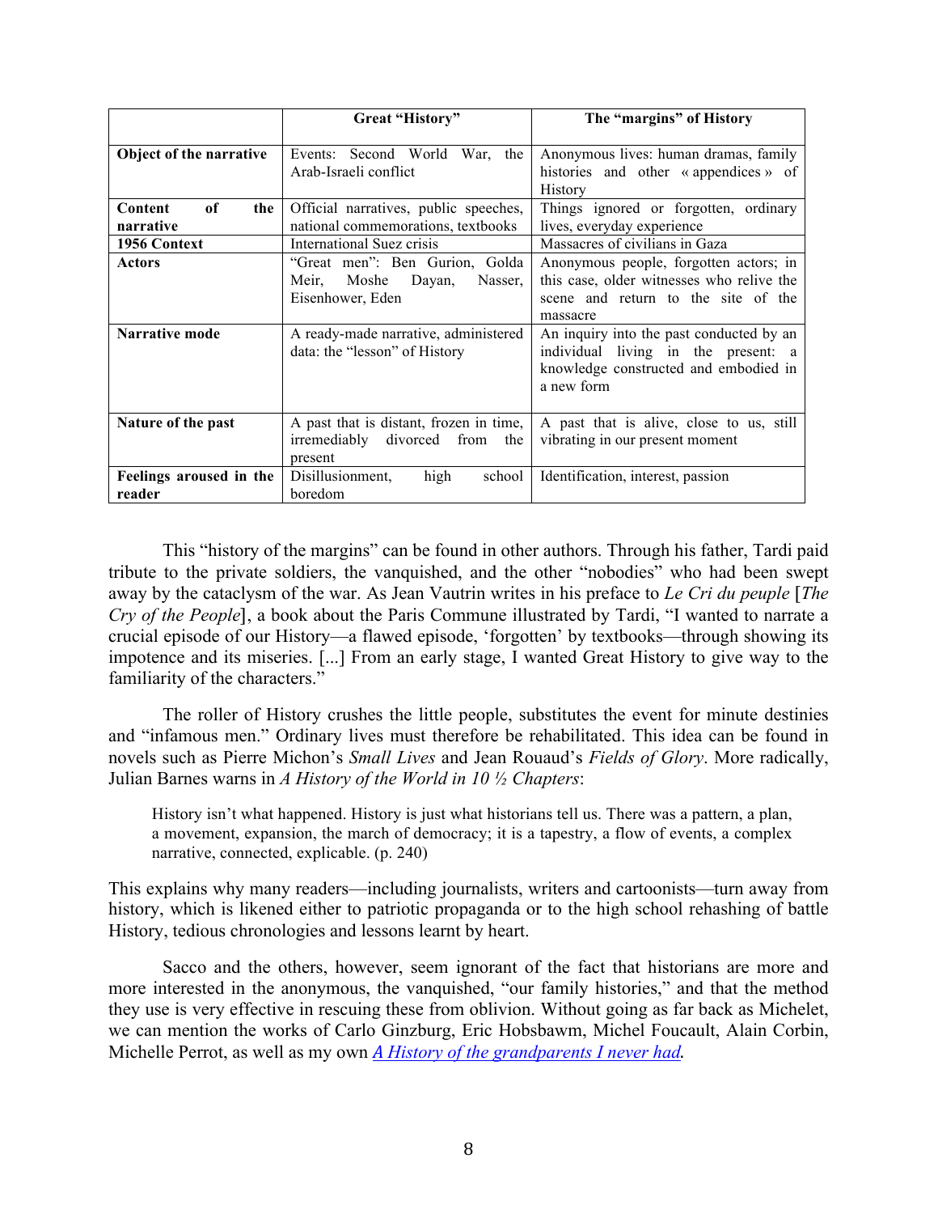| | Great "History" | The "margins" of History |
|---|---|---|
| **Object of the narrative** | Events: Second World War, the Arab-Israeli conflict | Anonymous lives: human dramas, family histories and other « appendices » of History |
| **Content of the narrative** | Official narratives, public speeches, national commemorations, textbooks | Things ignored or forgotten, ordinary lives, everyday experience |
| **1956 Context** | International Suez crisis | Massacres of civilians in Gaza |
| **Actors** | "Great men": Ben Gurion, Golda Meir, Moshe Dayan, Nasser, Eisenhower, Eden | Anonymous people, forgotten actors; in this case, older witnesses who relive the scene and return to the site of the massacre |
| **Narrative mode** | A ready-made narrative, administered data: the "lesson" of History | An inquiry into the past conducted by an individual living in the present: a knowledge constructed and embodied in a new form |
| **Nature of the past** | A past that is distant, frozen in time, irremediably divorced from the present | A past that is alive, close to us, still vibrating in our present moment |
| **Feelings aroused in the reader** | Disillusionment, high school boredom | Identification, interest, passion |

This "history of the margins" can be found in other authors. Through his father, Tardi paid tribute to the private soldiers, the vanquished, and the other "nobodies" who had been swept away by the cataclysm of the war. As Jean Vautrin writes in his preface to *Le Cri du peuple* [*The Cry of the People*], a book about the Paris Commune illustrated by Tardi, "I wanted to narrate a crucial episode of our History—a flawed episode, 'forgotten' by textbooks—through showing its impotence and its miseries. [...] From an early stage, I wanted Great History to give way to the familiarity of the characters."

The roller of History crushes the little people, substitutes the event for minute destinies and "infamous men." Ordinary lives must therefore be rehabilitated. This idea can be found in novels such as Pierre Michon's *Small Lives* and Jean Rouaud's *Fields of Glory*. More radically, Julian Barnes warns in *A History of the World in 10 ½ Chapters*:

> History isn't what happened. History is just what historians tell us. There was a pattern, a plan, a movement, expansion, the march of democracy; it is a tapestry, a flow of events, a complex narrative, connected, explicable. (p. 240)

This explains why many readers—including journalists, writers and cartoonists—turn away from history, which is likened either to patriotic propaganda or to the high school rehashing of battle History, tedious chronologies and lessons learnt by heart.

Sacco and the others, however, seem ignorant of the fact that historians are more and more interested in the anonymous, the vanquished, "our family histories," and that the method they use is very effective in rescuing these from oblivion. Without going as far back as Michelet, we can mention the works of Carlo Ginzburg, Eric Hobsbawm, Michel Foucault, Alain Corbin, Michelle Perrot, as well as my own *A History of the grandparents I never had*.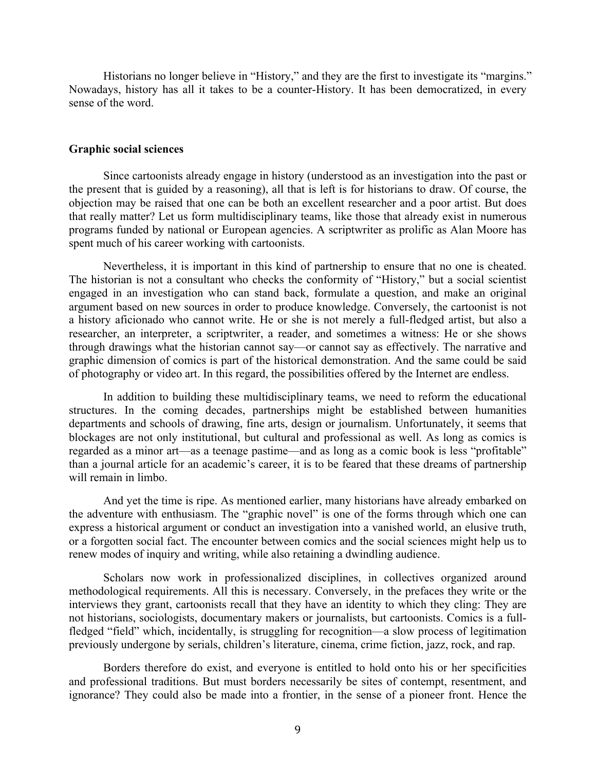Historians no longer believe in “History,” and they are the first to investigate its “margins.” Nowadays, history has all it takes to be a counter-History. It has been democratized, in every sense of the word.

## Graphic social sciences

Since cartoonists already engage in history (understood as an investigation into the past or the present that is guided by a reasoning), all that is left is for historians to draw. Of course, the objection may be raised that one can be both an excellent researcher and a poor artist. But does that really matter? Let us form multidisciplinary teams, like those that already exist in numerous programs funded by national or European agencies. A scriptwriter as prolific as Alan Moore has spent much of his career working with cartoonists.

Nevertheless, it is important in this kind of partnership to ensure that no one is cheated. The historian is not a consultant who checks the conformity of “History,” but a social scientist engaged in an investigation who can stand back, formulate a question, and make an original argument based on new sources in order to produce knowledge. Conversely, the cartoonist is not a history aficionado who cannot write. He or she is not merely a full-fledged artist, but also a researcher, an interpreter, a scriptwriter, a reader, and sometimes a witness: He or she shows through drawings what the historian cannot say—or cannot say as effectively. The narrative and graphic dimension of comics is part of the historical demonstration. And the same could be said of photography or video art. In this regard, the possibilities offered by the Internet are endless.

In addition to building these multidisciplinary teams, we need to reform the educational structures. In the coming decades, partnerships might be established between humanities departments and schools of drawing, fine arts, design or journalism. Unfortunately, it seems that blockages are not only institutional, but cultural and professional as well. As long as comics is regarded as a minor art—as a teenage pastime—and as long as a comic book is less “profitable” than a journal article for an academic’s career, it is to be feared that these dreams of partnership will remain in limbo.

And yet the time is ripe. As mentioned earlier, many historians have already embarked on the adventure with enthusiasm. The “graphic novel” is one of the forms through which one can express a historical argument or conduct an investigation into a vanished world, an elusive truth, or a forgotten social fact. The encounter between comics and the social sciences might help us to renew modes of inquiry and writing, while also retaining a dwindling audience.

Scholars now work in professionalized disciplines, in collectives organized around methodological requirements. All this is necessary. Conversely, in the prefaces they write or the interviews they grant, cartoonists recall that they have an identity to which they cling: They are not historians, sociologists, documentary makers or journalists, but cartoonists. Comics is a full-fledged “field” which, incidentally, is struggling for recognition—a slow process of legitimation previously undergone by serials, children’s literature, cinema, crime fiction, jazz, rock, and rap.

Borders therefore do exist, and everyone is entitled to hold onto his or her specificities and professional traditions. But must borders necessarily be sites of contempt, resentment, and ignorance? They could also be made into a frontier, in the sense of a pioneer front. Hence the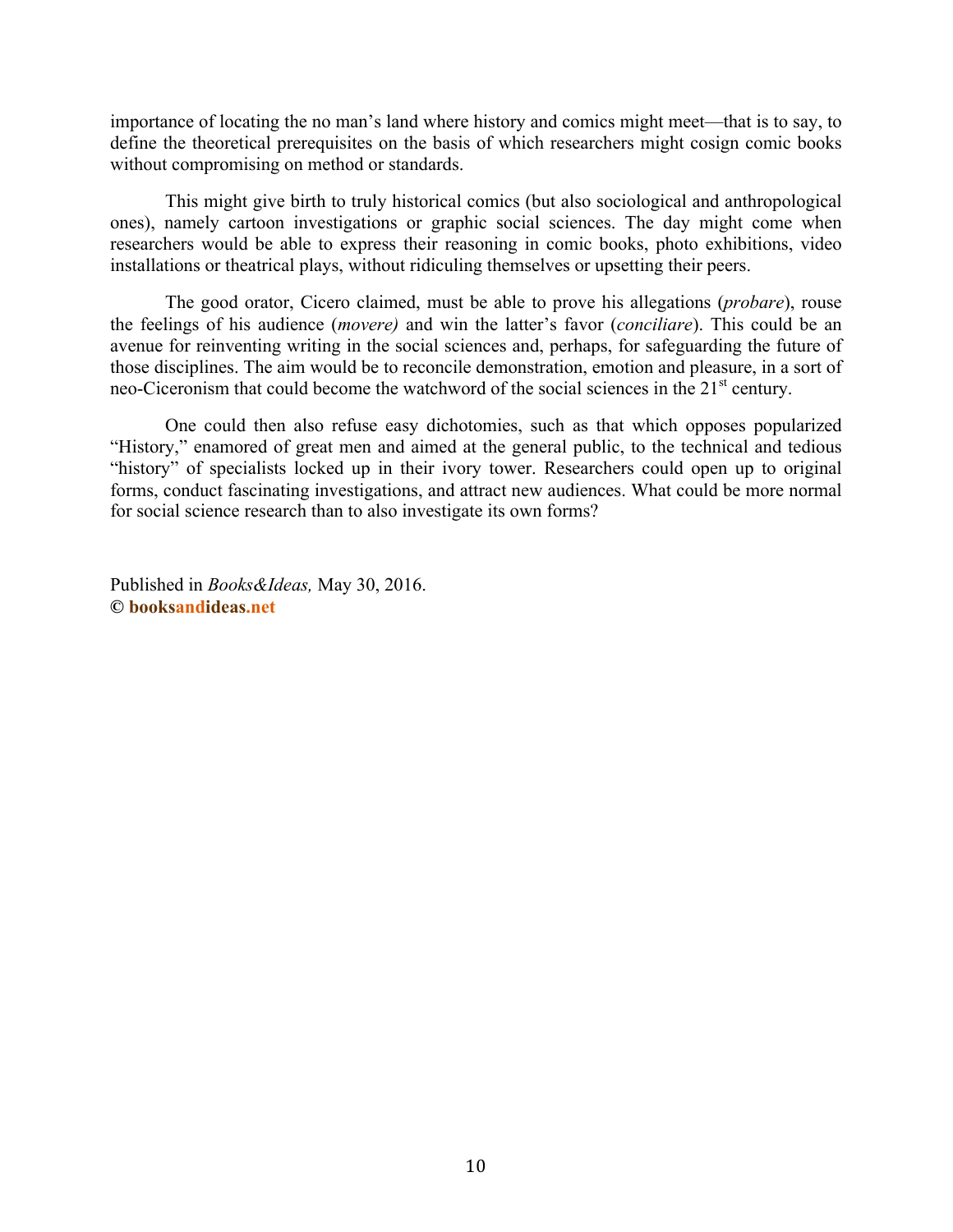importance of locating the no man's land where history and comics might meet—that is to say, to define the theoretical prerequisites on the basis of which researchers might cosign comic books without compromising on method or standards.

This might give birth to truly historical comics (but also sociological and anthropological ones), namely cartoon investigations or graphic social sciences. The day might come when researchers would be able to express their reasoning in comic books, photo exhibitions, video installations or theatrical plays, without ridiculing themselves or upsetting their peers.

The good orator, Cicero claimed, must be able to prove his allegations (*probare*), rouse the feelings of his audience (*movere)* and win the latter's favor (*conciliare*). This could be an avenue for reinventing writing in the social sciences and, perhaps, for safeguarding the future of those disciplines. The aim would be to reconcile demonstration, emotion and pleasure, in a sort of neo-Ciceronism that could become the watchword of the social sciences in the 21st century.

One could then also refuse easy dichotomies, such as that which opposes popularized "History," enamored of great men and aimed at the general public, to the technical and tedious "history" of specialists locked up in their ivory tower. Researchers could open up to original forms, conduct fascinating investigations, and attract new audiences. What could be more normal for social science research than to also investigate its own forms?

Published in *Books&Ideas,* May 30, 2016.
**© booksandideas.net**